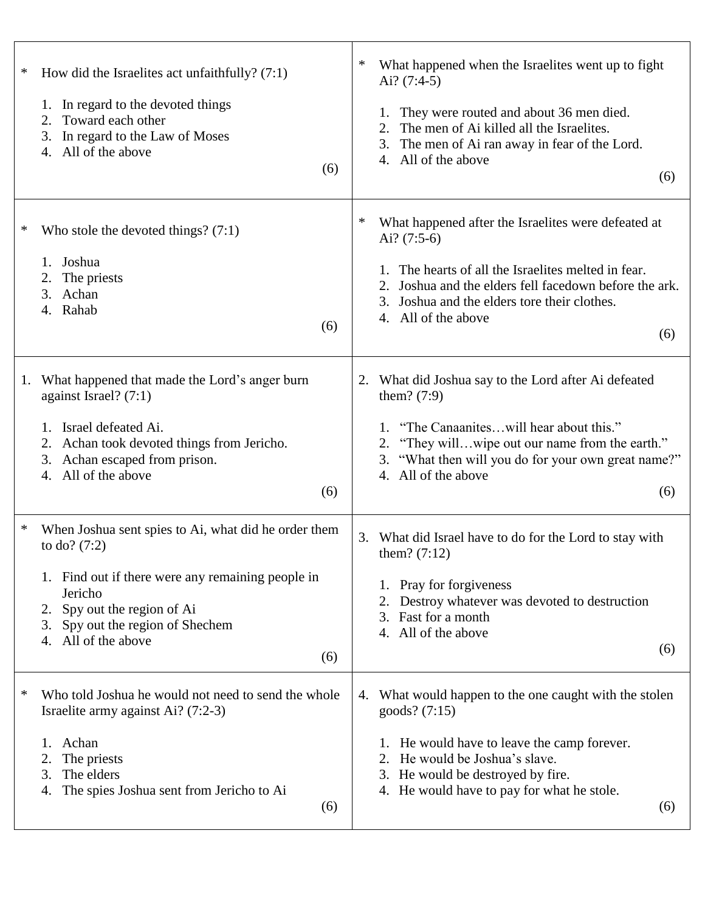\* How did the Israelites act unfaithfully? (7:1)

1. In regard to the devoted things
2. Toward each other
3. In regard to the Law of Moses
4. All of the above

(6)

\* Who stole the devoted things? (7:1)

1. Joshua
2. The priests
3. Achan
4. Rahab

(6)

1\. What happened that made the Lord's anger burn against Israel? (7:1)

1. Israel defeated Ai.
2. Achan took devoted things from Jericho.
3. Achan escaped from prison.
4. All of the above

(6)

\* When Joshua sent spies to Ai, what did he order them to do? (7:2)

1. Find out if there were any remaining people in Jericho
2. Spy out the region of Ai
3. Spy out the region of Shechem
4. All of the above

(6)

\* Who told Joshua he would not need to send the whole Israelite army against Ai? (7:2-3)

1. Achan
2. The priests
3. The elders
4. The spies Joshua sent from Jericho to Ai

(6)

\* What happened when the Israelites went up to fight Ai? (7:4-5)

1. They were routed and about 36 men died.
2. The men of Ai killed all the Israelites.
3. The men of Ai ran away in fear of the Lord.
4. All of the above

(6)

\* What happened after the Israelites were defeated at Ai? (7:5-6)

1. The hearts of all the Israelites melted in fear.
2. Joshua and the elders fell facedown before the ark.
3. Joshua and the elders tore their clothes.
4. All of the above

(6)

2\. What did Joshua say to the Lord after Ai defeated them? (7:9)

1. "The Canaanites…will hear about this."
2. "They will…wipe out our name from the earth."
3. "What then will you do for your own great name?"
4. All of the above

(6)

3\. What did Israel have to do for the Lord to stay with them? (7:12)

1. Pray for forgiveness
2. Destroy whatever was devoted to destruction
3. Fast for a month
4. All of the above

(6)

4\. What would happen to the one caught with the stolen goods? (7:15)

1. He would have to leave the camp forever.
2. He would be Joshua's slave.
3. He would be destroyed by fire.
4. He would have to pay for what he stole.

(6)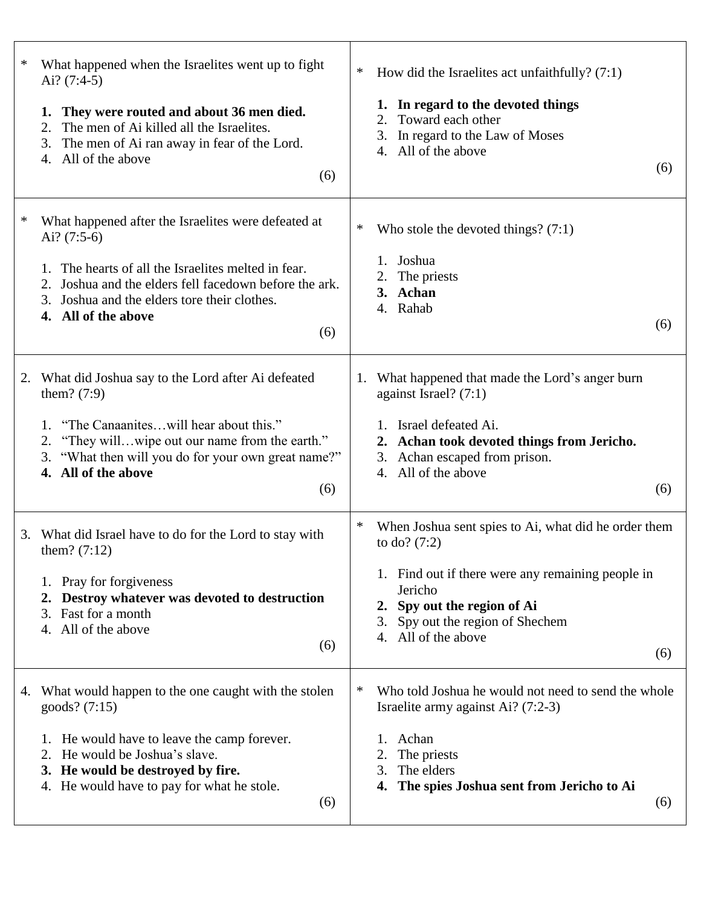\* What happened when the Israelites went up to fight Ai? (7:4-5)

1. **They were routed and about 36 men died.**
2. The men of Ai killed all the Israelites.
3. The men of Ai ran away in fear of the Lord.
4. All of the above

(6)

---

\* How did the Israelites act unfaithfully? (7:1)

1. **In regard to the devoted things**
2. Toward each other
3. In regard to the Law of Moses
4. All of the above

(6)

---

\* What happened after the Israelites were defeated at Ai? (7:5-6)

1. The hearts of all the Israelites melted in fear.
2. Joshua and the elders fell facedown before the ark.
3. Joshua and the elders tore their clothes.
4. **All of the above**

(6)

---

\* Who stole the devoted things? (7:1)

1. Joshua
2. The priests
3. **Achan**
4. Rahab

(6)

---

2\. What did Joshua say to the Lord after Ai defeated them? (7:9)

1. "The Canaanites…will hear about this."
2. "They will…wipe out our name from the earth."
3. "What then will you do for your own great name?"
4. **All of the above**

(6)

---

1\. What happened that made the Lord's anger burn against Israel? (7:1)

1. Israel defeated Ai.
2. **Achan took devoted things from Jericho.**
3. Achan escaped from prison.
4. All of the above

(6)

---

3\. What did Israel have to do for the Lord to stay with them? (7:12)

1. Pray for forgiveness
2. **Destroy whatever was devoted to destruction**
3. Fast for a month
4. All of the above

(6)

---

\* When Joshua sent spies to Ai, what did he order them to do? (7:2)

1. Find out if there were any remaining people in Jericho
2. **Spy out the region of Ai**
3. Spy out the region of Shechem
4. All of the above

(6)

---

4\. What would happen to the one caught with the stolen goods? (7:15)

1. He would have to leave the camp forever.
2. He would be Joshua's slave.
3. **He would be destroyed by fire.**
4. He would have to pay for what he stole.

(6)

---

\* Who told Joshua he would not need to send the whole Israelite army against Ai? (7:2-3)

1. Achan
2. The priests
3. The elders
4. **The spies Joshua sent from Jericho to Ai**

(6)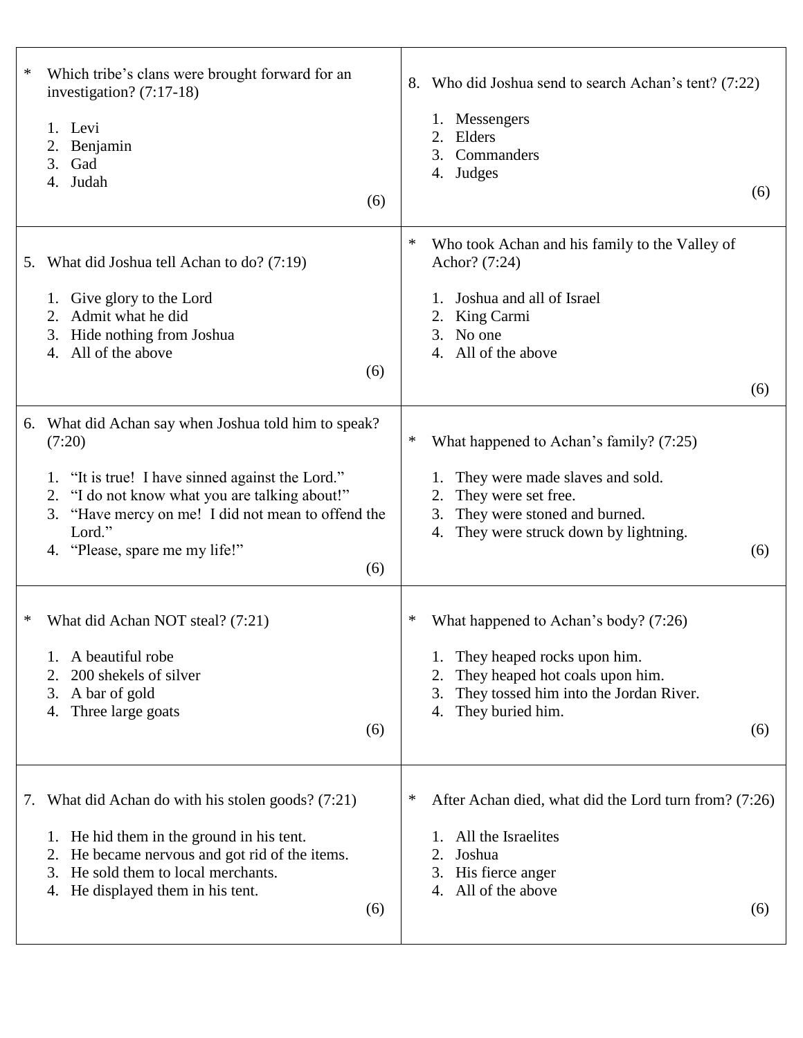\* Which tribe's clans were brought forward for an investigation? (7:17-18)

1. Levi
2. Benjamin
3. Gad
4. Judah

(6)

5. What did Joshua tell Achan to do? (7:19)

1. Give glory to the Lord
2. Admit what he did
3. Hide nothing from Joshua
4. All of the above

(6)

6. What did Achan say when Joshua told him to speak? (7:20)

1. "It is true! I have sinned against the Lord."
2. "I do not know what you are talking about!"
3. "Have mercy on me! I did not mean to offend the Lord."
4. "Please, spare me my life!"

(6)

\* What did Achan NOT steal? (7:21)

1. A beautiful robe
2. 200 shekels of silver
3. A bar of gold
4. Three large goats

(6)

7. What did Achan do with his stolen goods? (7:21)

1. He hid them in the ground in his tent.
2. He became nervous and got rid of the items.
3. He sold them to local merchants.
4. He displayed them in his tent.

(6)

8. Who did Joshua send to search Achan's tent? (7:22)

1. Messengers
2. Elders
3. Commanders
4. Judges

(6)

\* Who took Achan and his family to the Valley of Achor? (7:24)

1. Joshua and all of Israel
2. King Carmi
3. No one
4. All of the above

(6)

\* What happened to Achan's family? (7:25)

1. They were made slaves and sold.
2. They were set free.
3. They were stoned and burned.
4. They were struck down by lightning.

(6)

\* What happened to Achan's body? (7:26)

1. They heaped rocks upon him.
2. They heaped hot coals upon him.
3. They tossed him into the Jordan River.
4. They buried him.

(6)

\* After Achan died, what did the Lord turn from? (7:26)

1. All the Israelites
2. Joshua
3. His fierce anger
4. All of the above

(6)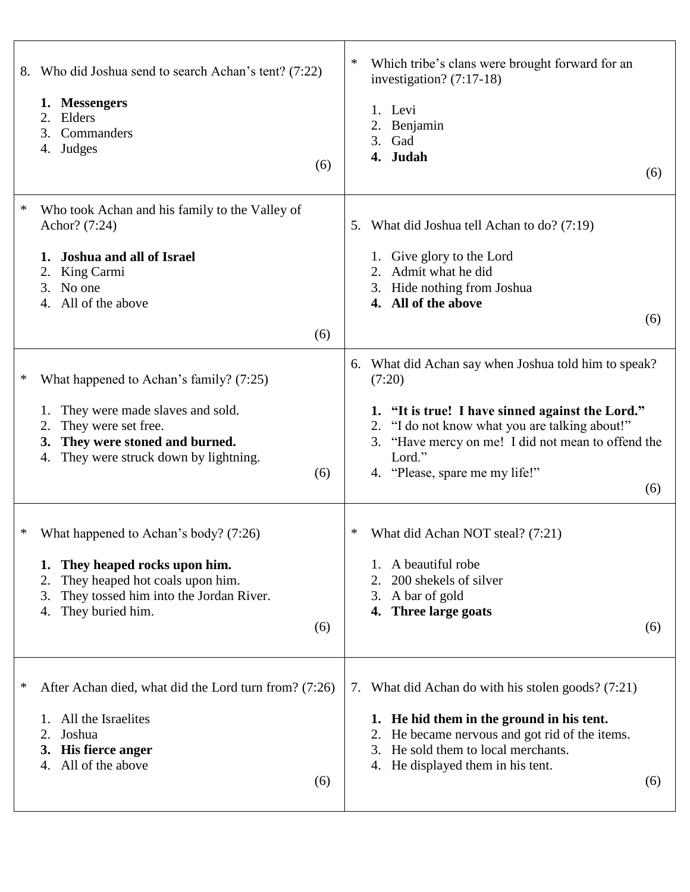8. Who did Joshua send to search Achan's tent? (7:22)

   1. **Messengers**
   2. Elders
   3. Commanders
   4. Judges

(6)

\* Which tribe's clans were brought forward for an investigation? (7:17-18)

   1. Levi
   2. Benjamin
   3. Gad
   4. **Judah**

(6)

\* Who took Achan and his family to the Valley of Achor? (7:24)

   1. **Joshua and all of Israel**
   2. King Carmi
   3. No one
   4. All of the above

(6)

5. What did Joshua tell Achan to do? (7:19)

   1. Give glory to the Lord
   2. Admit what he did
   3. Hide nothing from Joshua
   4. **All of the above**

(6)

\* What happened to Achan's family? (7:25)

   1. They were made slaves and sold.
   2. They were set free.
   3. **They were stoned and burned.**
   4. They were struck down by lightning.

(6)

6. What did Achan say when Joshua told him to speak? (7:20)

   1. **"It is true! I have sinned against the Lord."**
   2. "I do not know what you are talking about!"
   3. "Have mercy on me! I did not mean to offend the Lord."
   4. "Please, spare me my life!"

(6)

\* What happened to Achan's body? (7:26)

   1. **They heaped rocks upon him.**
   2. They heaped hot coals upon him.
   3. They tossed him into the Jordan River.
   4. They buried him.

(6)

\* What did Achan NOT steal? (7:21)

   1. A beautiful robe
   2. 200 shekels of silver
   3. A bar of gold
   4. **Three large goats**

(6)

\* After Achan died, what did the Lord turn from? (7:26)

   1. All the Israelites
   2. Joshua
   3. **His fierce anger**
   4. All of the above

(6)

7. What did Achan do with his stolen goods? (7:21)

   1. **He hid them in the ground in his tent.**
   2. He became nervous and got rid of the items.
   3. He sold them to local merchants.
   4. He displayed them in his tent.

(6)